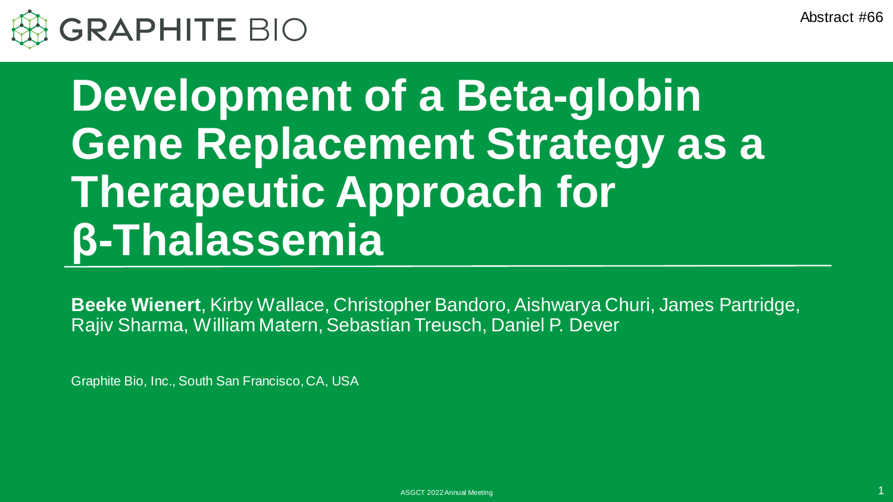GRAPHITE BIO

Abstract #66

# Development of a Beta-globin Gene Replacement Strategy as a Therapeutic Approach for β-Thalassemia

**Beeke Wienert**, Kirby Wallace, Christopher Bandoro, Aishwarya Churi, James Partridge, Rajiv Sharma, William Matern, Sebastian Treusch, Daniel P. Dever

Graphite Bio, Inc., South San Francisco, CA, USA

ASGCT 2022 Annual Meeting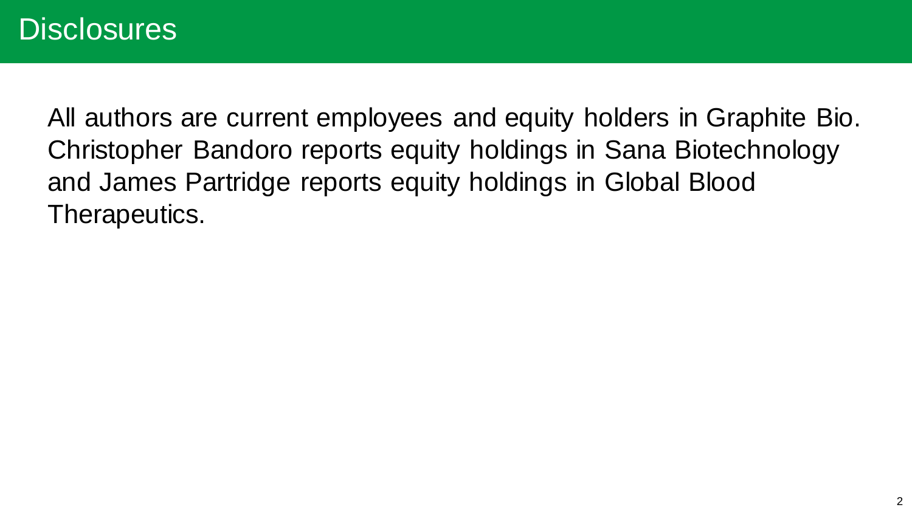# Disclosures

All authors are current employees and equity holders in Graphite Bio. Christopher Bandoro reports equity holdings in Sana Biotechnology and James Partridge reports equity holdings in Global Blood Therapeutics.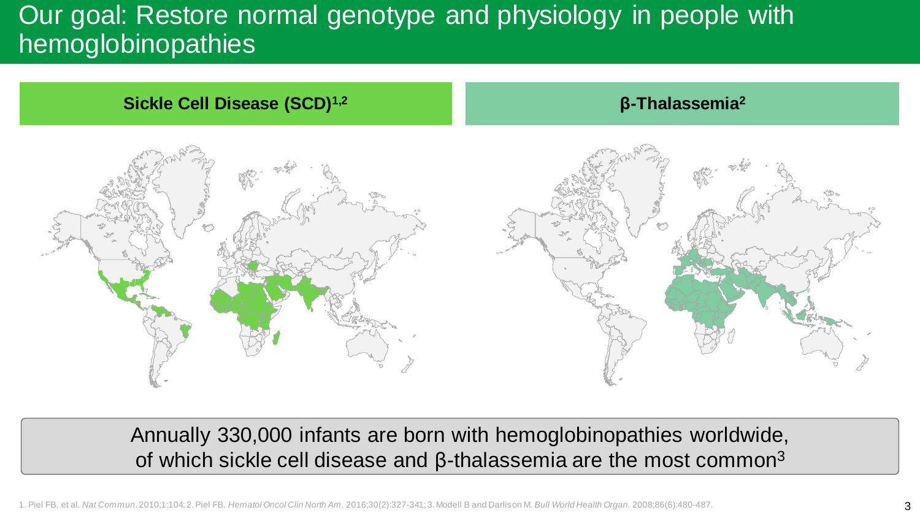# Our goal: Restore normal genotype and physiology in people with hemoglobinopathies

## Sickle Cell Disease (SCD)[1,2]

## β-Thalassemia[2]

Annually 330,000 infants are born with hemoglobinopathies worldwide, of which sickle cell disease and β-thalassemia are the most common[3]

1. Piel FB, et al. *Nat Commun*. 2010;1:104; 2. Piel FB. *Hematol Oncol Clin North Am*. 2016;30(2):327-341; 3. Modell B and Darlison M. *Bull World Health Organ*. 2008;86(6):480-487.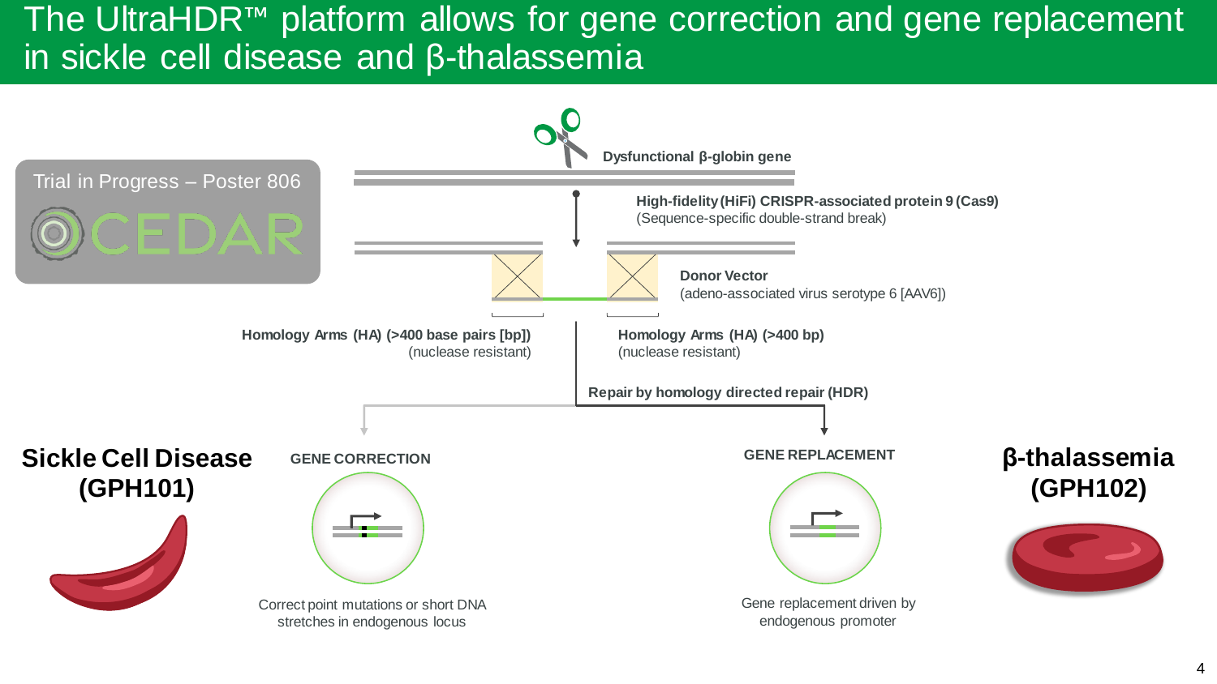# The UltraHDR™ platform allows for gene correction and gene replacement in sickle cell disease and β-thalassemia

Trial in Progress – Poster 806

CEDAR

**Dysfunctional β-globin gene**

**High-fidelity (HiFi) CRISPR-associated protein 9 (Cas9)**
(Sequence-specific double-strand break)

**Donor Vector**
(adeno-associated virus serotype 6 [AAV6])

**Homology Arms (HA) (>400 base pairs [bp])**
(nuclease resistant)

**Homology Arms (HA) (>400 bp)**
(nuclease resistant)

**Repair by homology directed repair (HDR)**

## Sickle Cell Disease (GPH101)

**GENE CORRECTION**

Correct point mutations or short DNA stretches in endogenous locus

## β-thalassemia (GPH102)

**GENE REPLACEMENT**

Gene replacement driven by endogenous promoter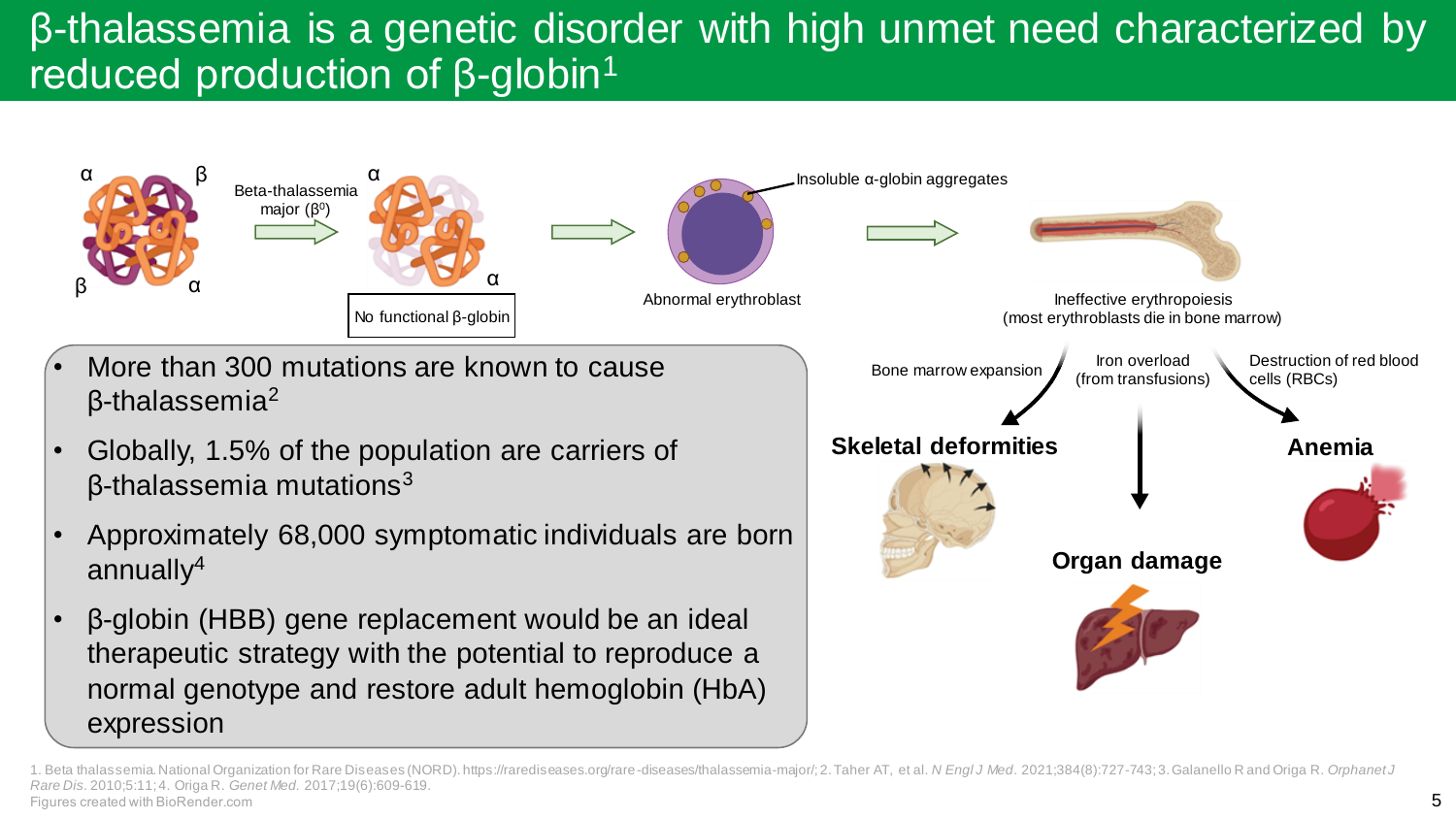# β-thalassemia is a genetic disorder with high unmet need characterized by reduced production of β-globin[1]

α β β α

Beta-thalassemia major ($\beta^0$)

α α

No functional β-globin

Abnormal erythroblast

Insoluble α-globin aggregates

Ineffective erythropoiesis (most erythroblasts die in bone marrow)

Bone marrow expansion

Iron overload (from transfusions)

Destruction of red blood cells (RBCs)

**Skeletal deformities**

**Organ damage**

**Anemia**

- More than 300 mutations are known to cause β-thalassemia[2]
- Globally, 1.5% of the population are carriers of β-thalassemia mutations[3]
- Approximately 68,000 symptomatic individuals are born annually[4]
- β-globin (HBB) gene replacement would be an ideal therapeutic strategy with the potential to reproduce a normal genotype and restore adult hemoglobin (HbA) expression

1. Beta thalassemia. National Organization for Rare Diseases (NORD). https://rarediseases.org/rare-diseases/thalassemia-major/; 2. Taher AT, et al. *N Engl J Med*. 2021;384(8):727-743; 3. Galanello R and Origa R. *Orphanet J Rare Dis*. 2010;5:11; 4. Origa R. *Genet Med*. 2017;19(6):609-619.
Figures created with BioRender.com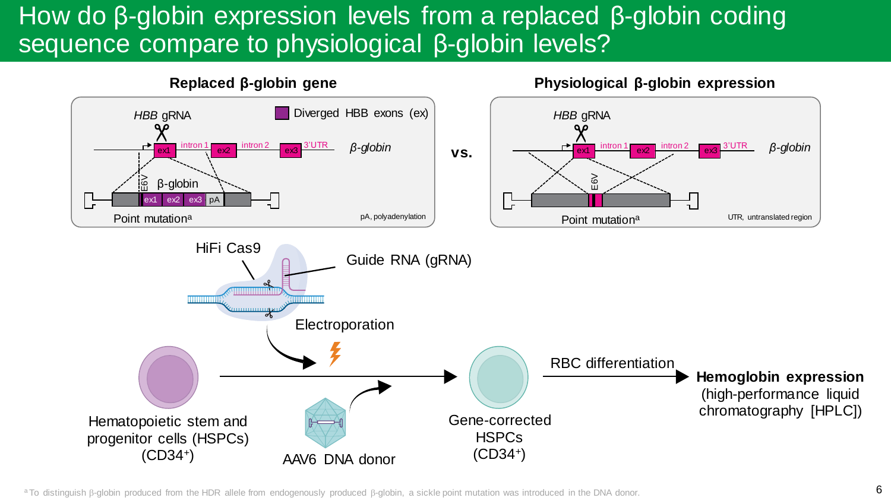# How do β-globin expression levels from a replaced β-globin coding sequence compare to physiological β-globin levels?

**Replaced β-globin gene**

*HBB* gRNA

Diverged HBB exons (ex)

ex1 — intron 1 — ex2 — intron 2 — ex3 — 3'UTR *β-globin*

E6V β-globin ex1 ex2 ex3 pA

Point mutation[a]

pA, polyadenylation

vs.

**Physiological β-globin expression**

*HBB* gRNA

ex1 — intron 1 — ex2 — intron 2 — ex3 — 3'UTR *β-globin*

E6V

Point mutation[a]

UTR, untranslated region

HiFi Cas9

Guide RNA (gRNA)

Electroporation

Hematopoietic stem and progenitor cells (HSPCs) ($CD34^+$)

AAV6 DNA donor

Gene-corrected HSPCs ($CD34^+$)

RBC differentiation

**Hemoglobin expression** (high-performance liquid chromatography [HPLC])

[a] To distinguish β-globin produced from the HDR allele from endogenously produced β-globin, a sickle point mutation was introduced in the DNA donor.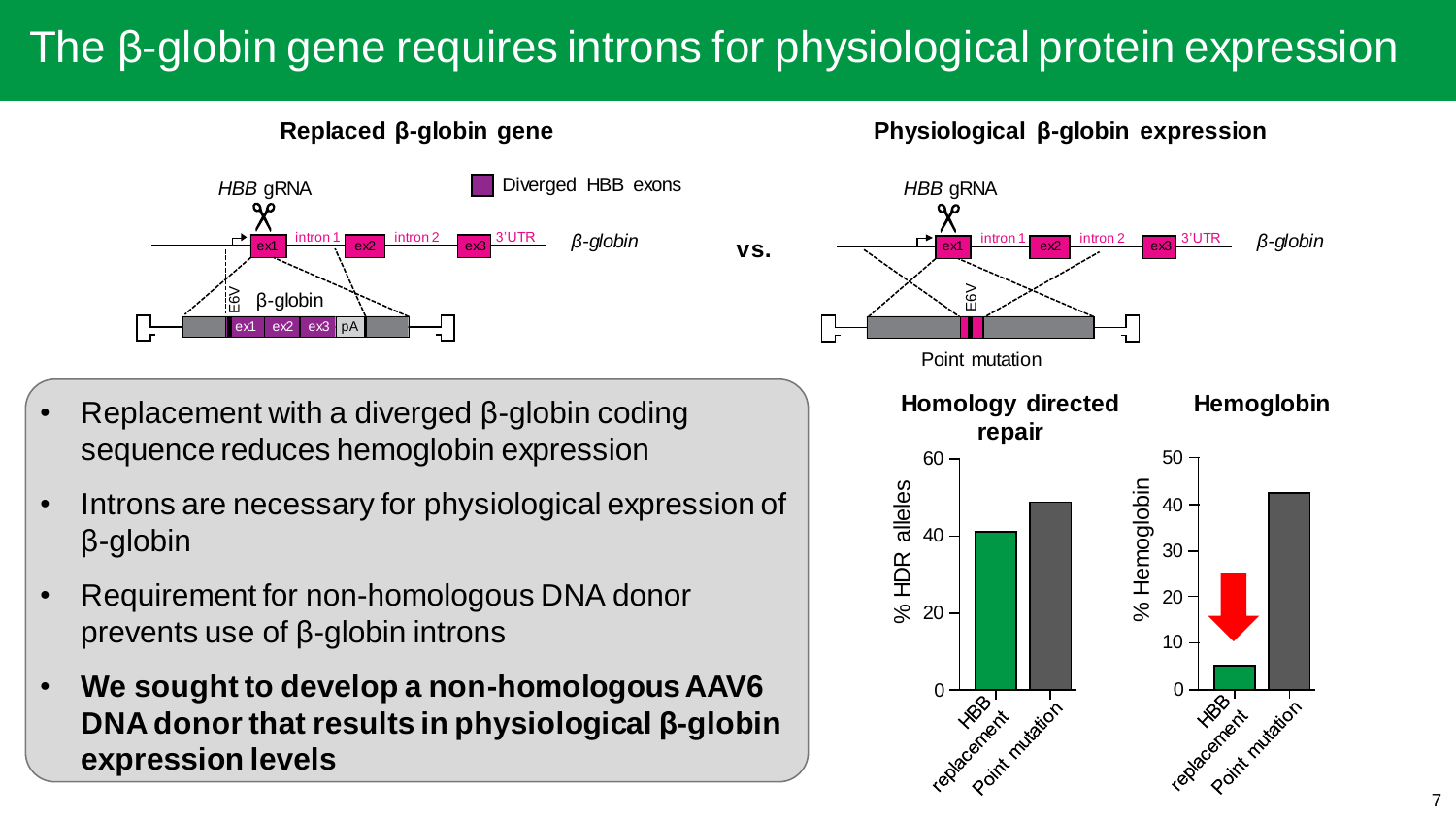# The β-globin gene requires introns for physiological protein expression

**Replaced β-globin gene**

*HBB* gRNA

Diverged HBB exons

ex1 intron 1 ex2 intron 2 ex3 3'UTR *β-globin*

E6V β-globin ex1 ex2 ex3 pA

vs.

**Physiological β-globin expression**

*HBB* gRNA

ex1 intron 1 ex2 intron 2 ex3 3'UTR *β-globin*

E6V

Point mutation

**Homology directed repair**

% HDR alleles

HBB replacement; Point mutation

**Hemoglobin**

% Hemoglobin

HBB replacement; Point mutation

- Replacement with a diverged β-globin coding sequence reduces hemoglobin expression
- Introns are necessary for physiological expression of β-globin
- Requirement for non-homologous DNA donor prevents use of β-globin introns
- **We sought to develop a non-homologous AAV6 DNA donor that results in physiological β-globin expression levels**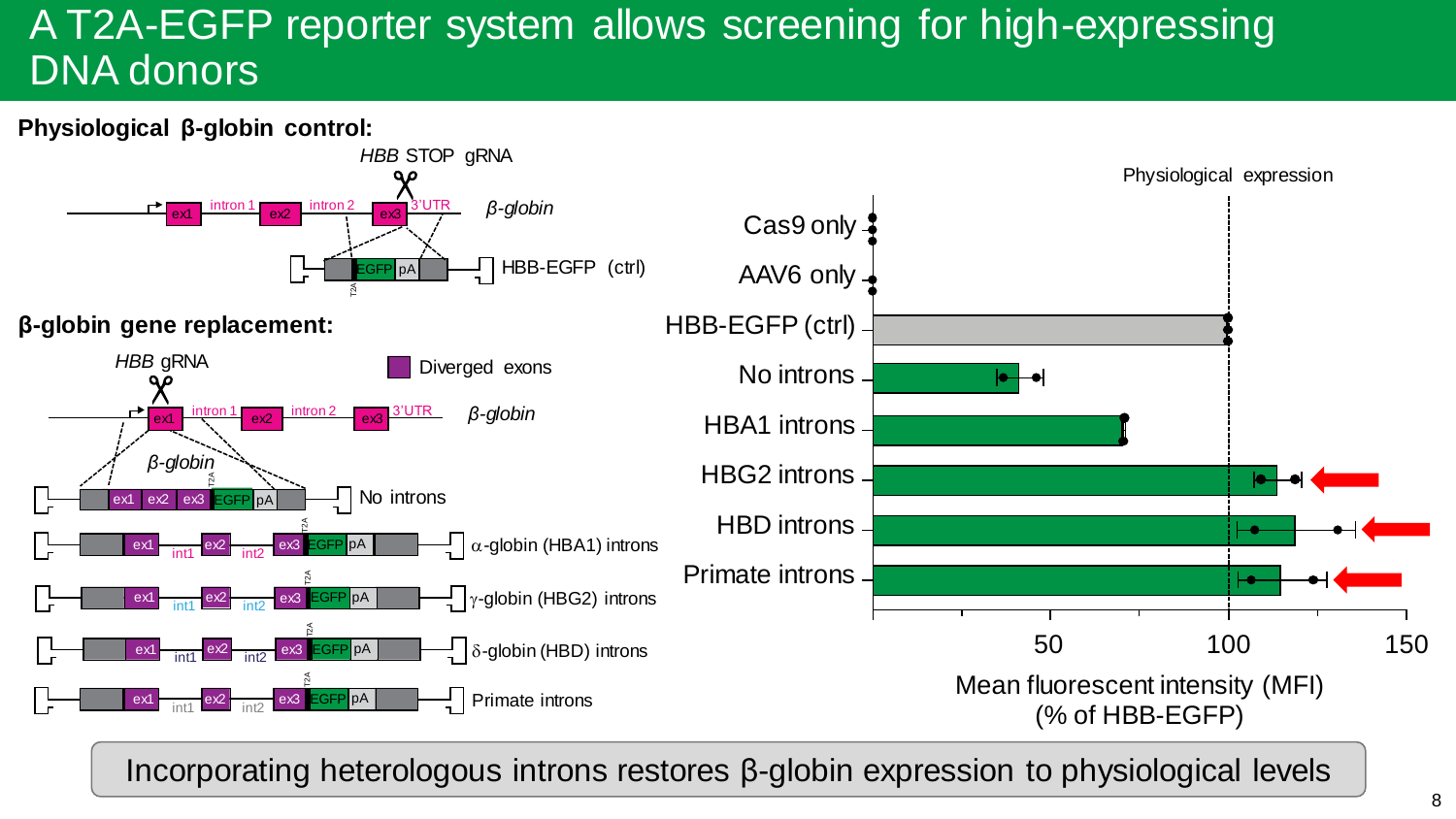# A T2A-EGFP reporter system allows screening for high-expressing DNA donors

**Physiological β-globin control:**

*HBB* STOP gRNA

ex1 — intron 1 — ex2 — intron 2 — ex3 — 3'UTR — *β-globin*

T2A — EGFP — pA — HBB-EGFP (ctrl)

**β-globin gene replacement:**

*HBB* gRNA

Diverged exons

ex1 — intron 1 — ex2 — intron 2 — ex3 — 3'UTR — *β-globin*

*β-globin*

- ex1 ex2 ex3 T2A EGFP pA — No introns
- ex1 int1 ex2 int2 ex3 T2A EGFP pA — α-globin (HBA1) introns
- ex1 int1 ex2 int2 ex3 T2A EGFP pA — γ-globin (HBG2) introns
- ex1 int1 ex2 int2 ex3 T2A EGFP pA — δ-globin (HBD) introns
- ex1 int1 ex2 int2 ex3 T2A EGFP pA — Primate introns

Physiological expression

Cas9 only; AAV6 only; HBB-EGFP (ctrl); No introns; HBA1 introns; HBG2 introns; HBD introns; Primate introns

Mean fluorescent intensity (MFI) (% of HBB-EGFP): 50, 100, 150

Incorporating heterologous introns restores β-globin expression to physiological levels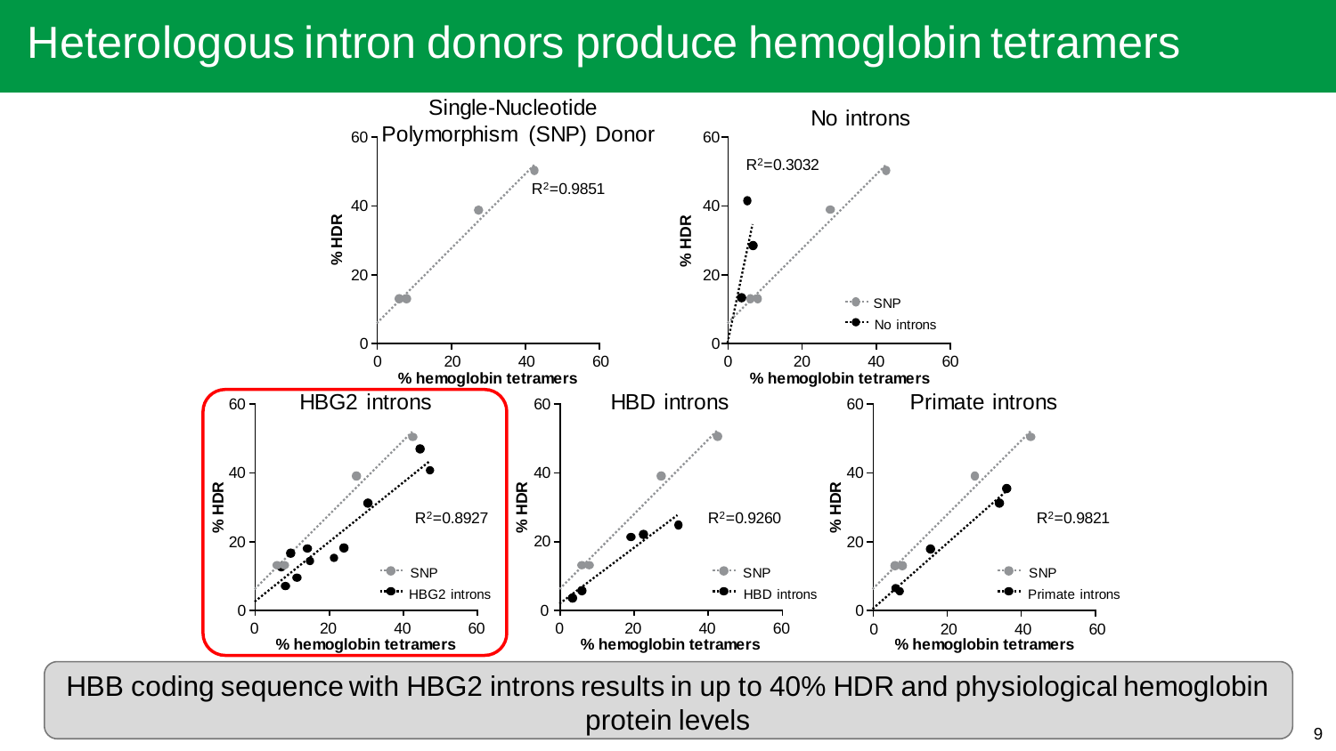# Heterologous intron donors produce hemoglobin tetramers

**Single-Nucleotide Polymorphism (SNP) Donor**

$R^2$=0.9851

**No introns**

$R^2$=0.3032

Legend: SNP; No introns

**HBG2 introns**

$R^2$=0.8927

Legend: SNP; HBG2 introns

**HBD introns**

$R^2$=0.9260

Legend: SNP; HBD introns

**Primate introns**

$R^2$=0.9821

Legend: SNP; Primate introns

Axes: **% HDR** (y-axis, 0–60); **% hemoglobin tetramers** (x-axis, 0–60)

HBB coding sequence with HBG2 introns results in up to 40% HDR and physiological hemoglobin protein levels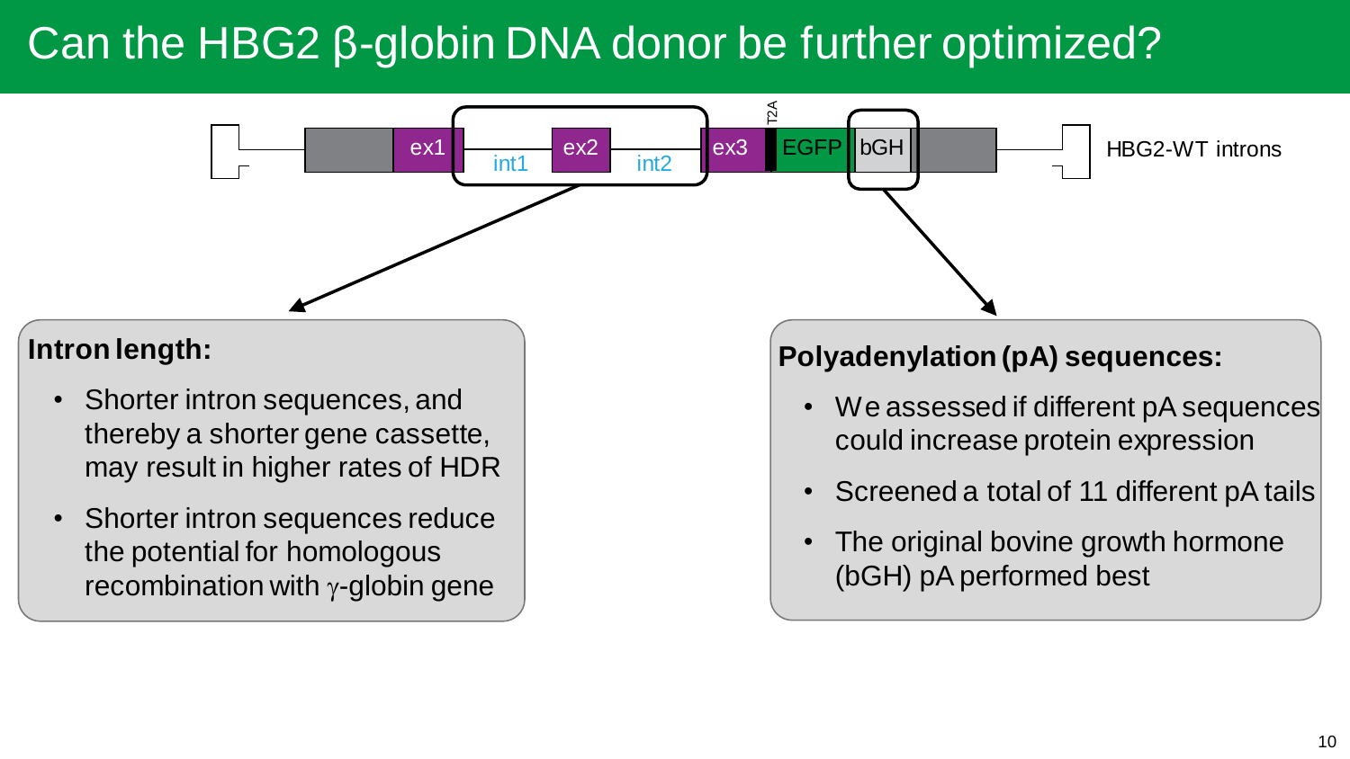# Can the HBG2 β-globin DNA donor be further optimized?

ex1 int1 ex2 int2 ex3 T2A EGFP bGH HBG2-WT introns

**Intron length:**

- Shorter intron sequences, and thereby a shorter gene cassette, may result in higher rates of HDR
- Shorter intron sequences reduce the potential for homologous recombination with $\gamma$-globin gene

**Polyadenylation (pA) sequences:**

- We assessed if different pA sequences could increase protein expression
- Screened a total of 11 different pA tails
- The original bovine growth hormone (bGH) pA performed best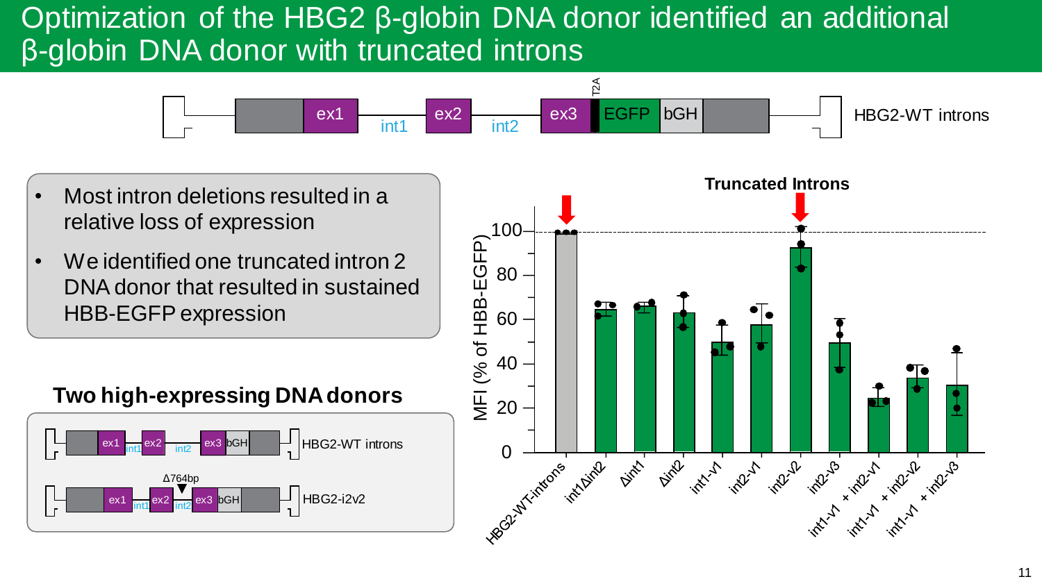# Optimization of the HBG2 β-globin DNA donor identified an additional β-globin DNA donor with truncated introns

ex1 | int1 | ex2 | int2 | ex3 | T2A | EGFP | bGH — HBG2-WT introns

- Most intron deletions resulted in a relative loss of expression
- We identified one truncated intron 2 DNA donor that resulted in sustained HBB-EGFP expression

## Two high-expressing DNA donors

ex1 | int1 | ex2 | int2 | ex3 | bGH — HBG2-WT introns

Δ764bp

ex1 | int1 | ex2 | int2 | ex3 | bGH — HBG2-i2v2

**Truncated Introns**

MFI (% of HBB-EGFP): HBG2-WT-introns, int1Δint2, Δint1, Δint2, int1-v1, int2-v1, int2-v2, int2-v3, int1-v1 + int2-v1, int1-v1 + int2-v2, int1-v1 + int2-v3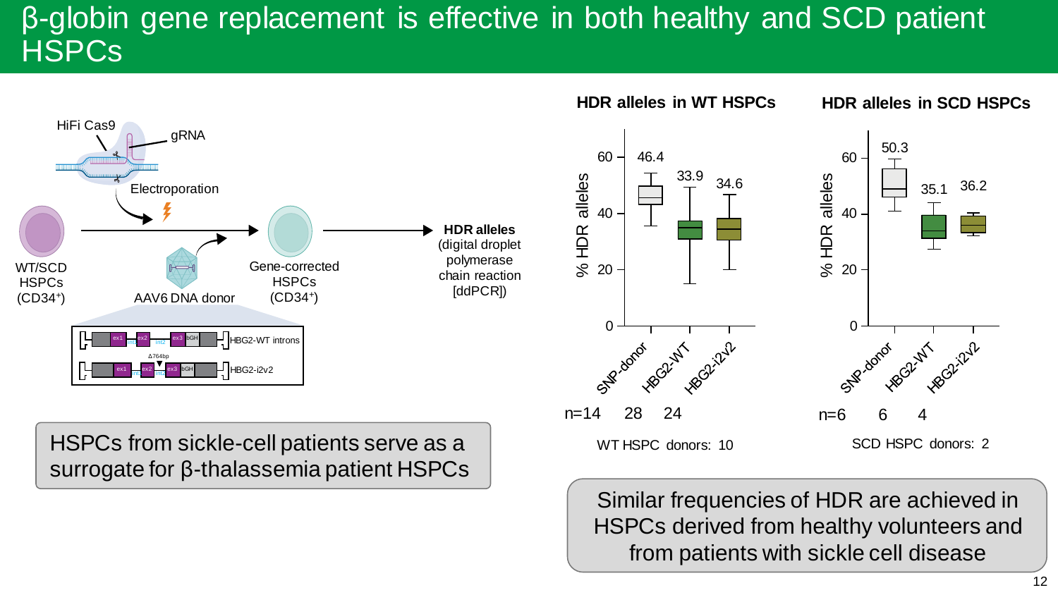# β-globin gene replacement is effective in both healthy and SCD patient HSPCs

HiFi Cas9

gRNA

Electroporation

WT/SCD HSPCs ($CD34^+$)

AAV6 DNA donor

Gene-corrected HSPCs ($CD34^+$)

**HDR alleles** (digital droplet polymerase chain reaction [ddPCR])

HBG2-WT introns

Δ764bp

HBG2-i2v2

**HDR alleles in WT HSPCs**

| | SNP-donor | HBG2-WT | HBG2-i2v2 |
|---|---|---|---|
| % HDR alleles | 46.4 | 33.9 | 34.6 |
| n | 14 | 28 | 24 |

WT HSPC donors: 10

**HDR alleles in SCD HSPCs**

| | SNP-donor | HBG2-WT | HBG2-i2v2 |
|---|---|---|---|
| % HDR alleles | 50.3 | 35.1 | 36.2 |
| n | 6 | 6 | 4 |

SCD HSPC donors: 2

HSPCs from sickle-cell patients serve as a surrogate for β-thalassemia patient HSPCs

Similar frequencies of HDR are achieved in HSPCs derived from healthy volunteers and from patients with sickle cell disease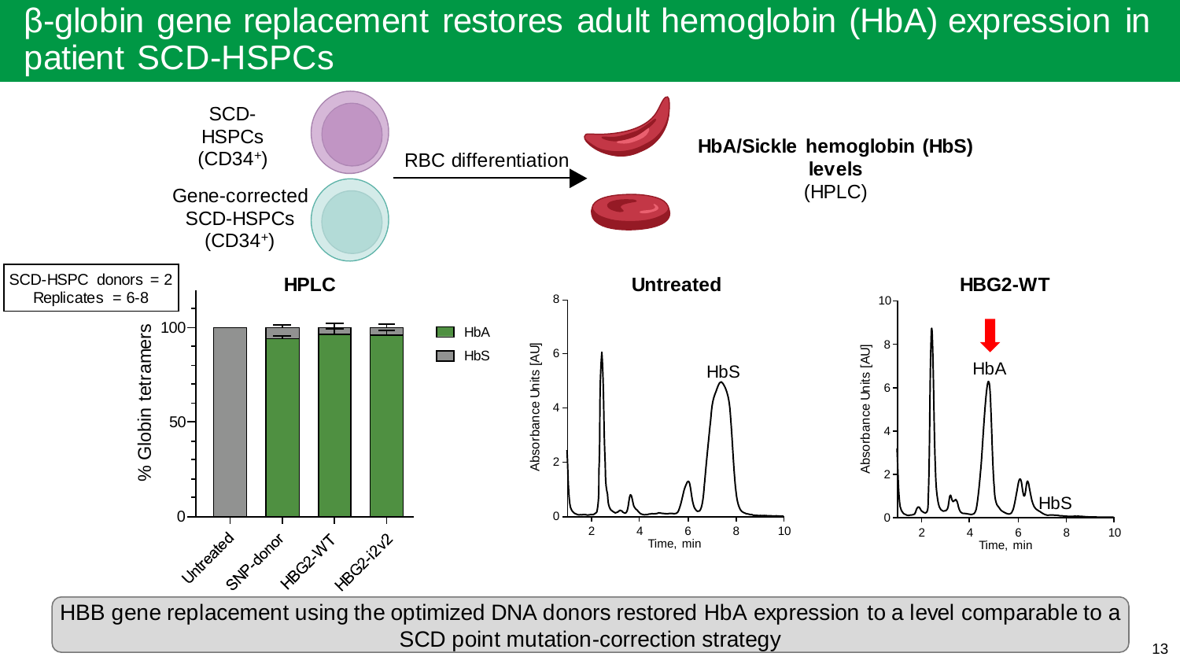# β-globin gene replacement restores adult hemoglobin (HbA) expression in patient SCD-HSPCs

SCD-HSPCs ($CD34^+$)

Gene-corrected SCD-HSPCs ($CD34^+$)

RBC differentiation

**HbA/Sickle hemoglobin (HbS) levels** (HPLC)

SCD-HSPC donors = 2
Replicates = 6-8

**HPLC**

% Globin tetramers: 0, 50, 100

Untreated, SNP-donor, HBG2-WT, HBG2-i2v2

HbA
HbS

**Untreated**

Absorbance Units [AU]: 0, 2, 4, 6, 8

Time, min: 2, 4, 6, 8, 10

HbS

**HBG2-WT**

Absorbance Units [AU]: 0, 2, 4, 6, 8, 10

Time, min: 2, 4, 6, 8, 10

HbA

HbS

HBB gene replacement using the optimized DNA donors restored HbA expression to a level comparable to a SCD point mutation-correction strategy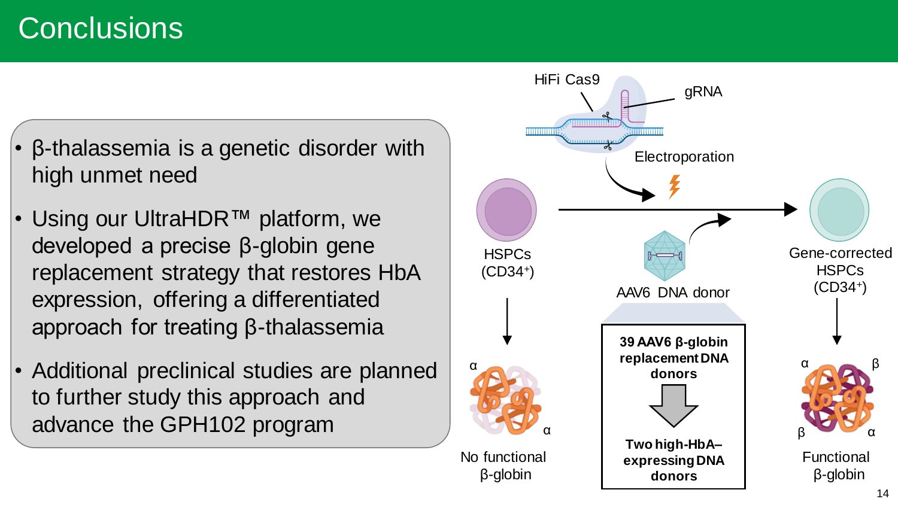# Conclusions

- β-thalassemia is a genetic disorder with high unmet need
- Using our UltraHDR™ platform, we developed a precise β-globin gene replacement strategy that restores HbA expression, offering a differentiated approach for treating β-thalassemia
- Additional preclinical studies are planned to further study this approach and advance the GPH102 program

HiFi Cas9

gRNA

Electroporation

HSPCs ($CD34^+$)

AAV6 DNA donor

Gene-corrected HSPCs ($CD34^+$)

α

α

No functional β-globin

**39 AAV6 β-globin replacement DNA donors**

**Two high-HbA–expressing DNA donors**

α β

β α

Functional β-globin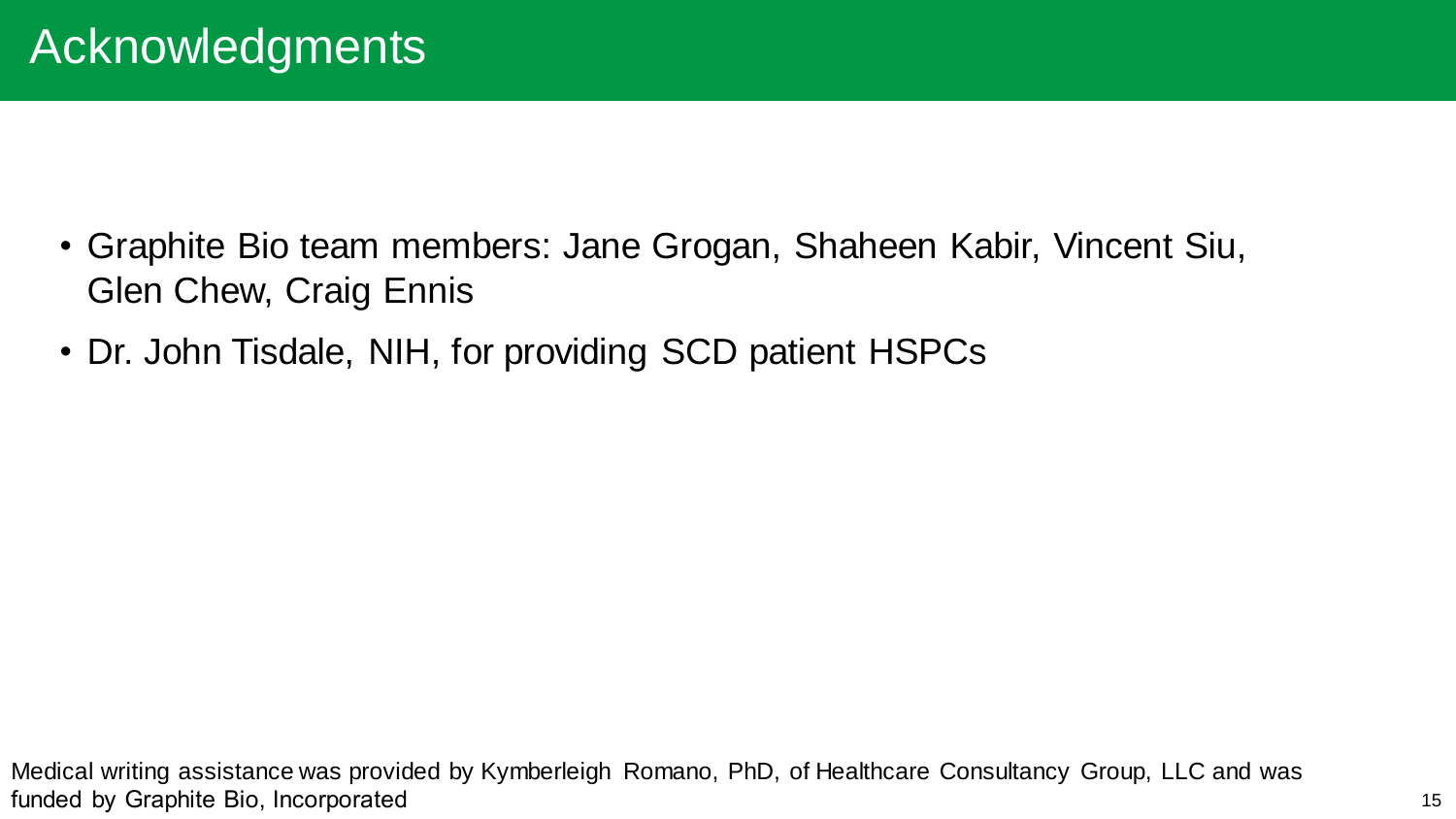# Acknowledgments

- Graphite Bio team members: Jane Grogan, Shaheen Kabir, Vincent Siu, Glen Chew, Craig Ennis
- Dr. John Tisdale, NIH, for providing SCD patient HSPCs

Medical writing assistance was provided by Kymberleigh Romano, PhD, of Healthcare Consultancy Group, LLC and was funded by Graphite Bio, Incorporated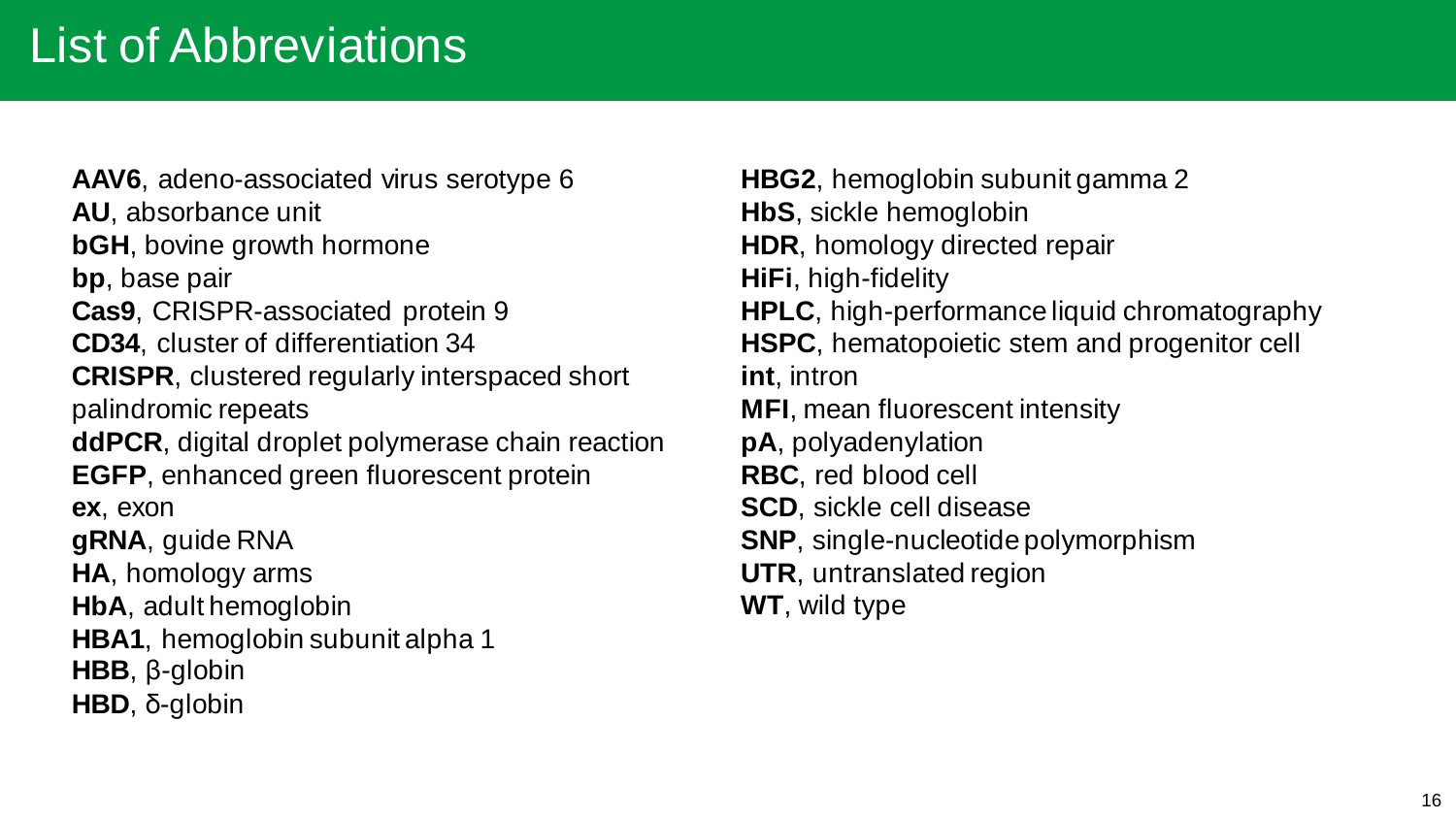# List of Abbreviations

**AAV6**, adeno-associated virus serotype 6
**AU**, absorbance unit
**bGH**, bovine growth hormone
**bp**, base pair
**Cas9**, CRISPR-associated protein 9
**CD34**, cluster of differentiation 34
**CRISPR**, clustered regularly interspaced short palindromic repeats
**ddPCR**, digital droplet polymerase chain reaction
**EGFP**, enhanced green fluorescent protein
**ex**, exon
**gRNA**, guide RNA
**HA**, homology arms
**HbA**, adult hemoglobin
**HBA1**, hemoglobin subunit alpha 1
**HBB**, β-globin
**HBD**, δ-globin
**HBG2**, hemoglobin subunit gamma 2
**HbS**, sickle hemoglobin
**HDR**, homology directed repair
**HiFi**, high-fidelity
**HPLC**, high-performance liquid chromatography
**HSPC**, hematopoietic stem and progenitor cell
**int**, intron
**MFI**, mean fluorescent intensity
**pA**, polyadenylation
**RBC**, red blood cell
**SCD**, sickle cell disease
**SNP**, single-nucleotide polymorphism
**UTR**, untranslated region
**WT**, wild type